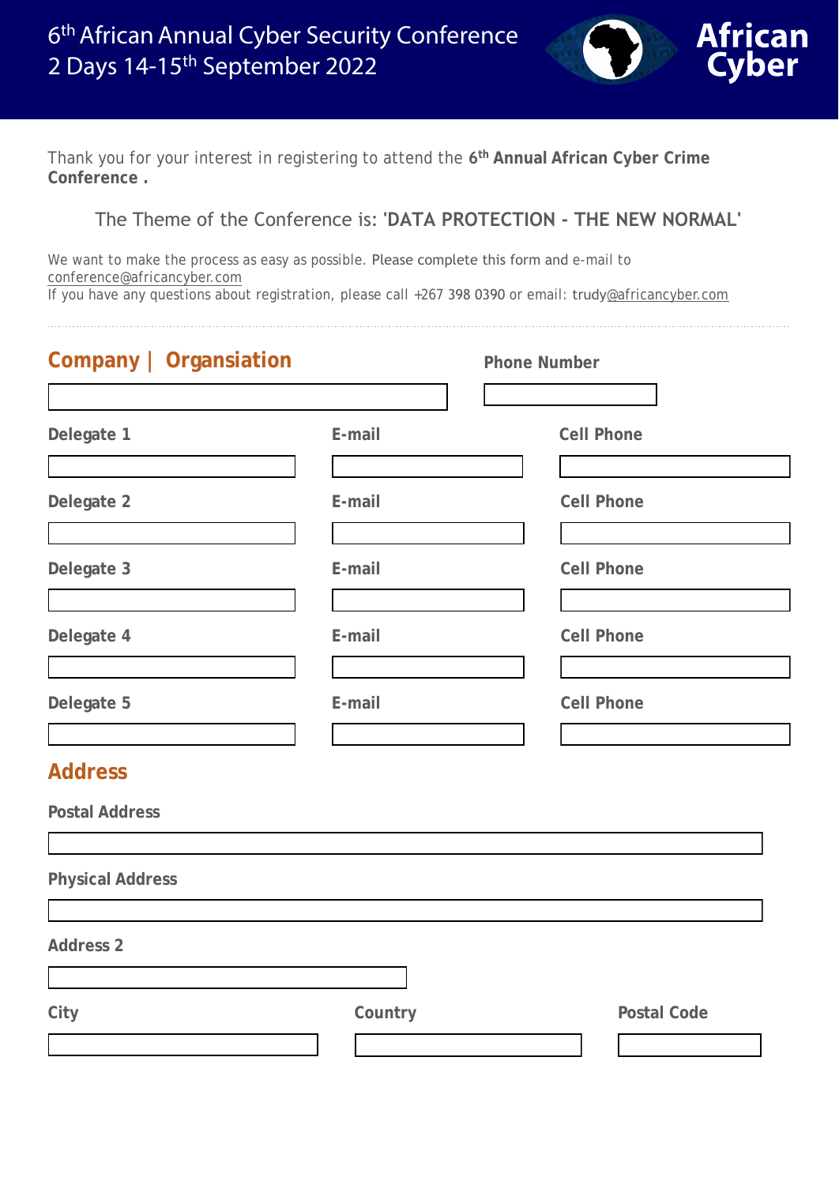# 6th African Annual Cyber Security Conference
## 2 Days 14-15th September 2022

African Cyber

Thank you for your interest in registering to attend the **6th Annual African Cyber Crime Conference .**

The Theme of the Conference is: **'DATA PROTECTION - THE NEW NORMAL'**

We want to make the process as easy as possible. Please complete this form and e-mail to conference@africancyber.com
If you have any questions about registration, please call +267 398 0390 or email: trudy@africancyber.com

---

## Company | Organsiation

**Phone Number**

| Delegate | E-mail | Cell Phone |
| --- | --- | --- |
| **Delegate 1** | | |
| **Delegate 2** | | |
| **Delegate 3** | | |
| **Delegate 4** | | |
| **Delegate 5** | | |

## Address

**Postal Address**

**Physical Address**

**Address 2**

| City | Country | Postal Code |
| --- | --- | --- |
| | | |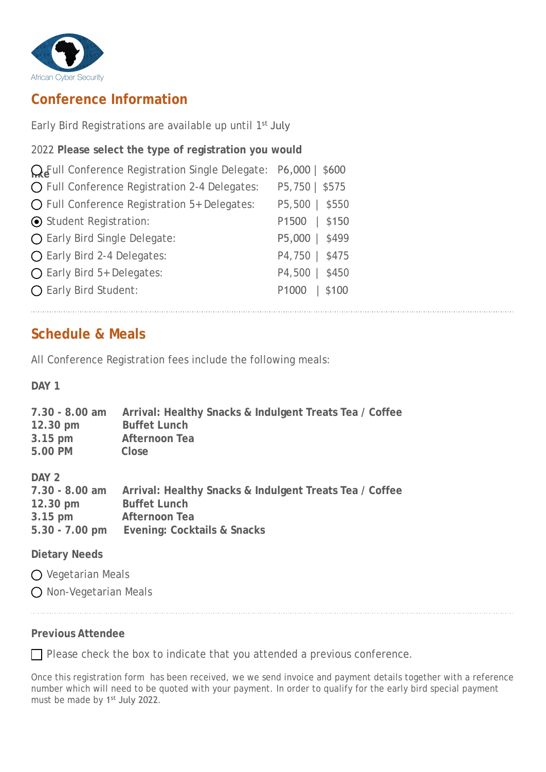African Cyber Security

## Conference Information

Early Bird Registrations are available up until 1st July 2022 **Please select the type of registration you would like**

- ○ Full Conference Registration Single Delegate: P6,000 | $600
- ○ Full Conference Registration 2-4 Delegates: P5,750 | $575
- ○ Full Conference Registration 5+ Delegates: P5,500 | $550
- ◉ Student Registration: P1500 | $150
- ○ Early Bird Single Delegate: P5,000 | $499
- ○ Early Bird 2-4 Delegates: P4,750 | $475
- ○ Early Bird 5+ Delegates: P4,500 | $450
- ○ Early Bird Student: P1000 | $100

## Schedule & Meals

All Conference Registration fees include the following meals:

**DAY 1**

**7.30 - 8.00 am** **Arrival: Healthy Snacks & Indulgent Treats Tea / Coffee**
**12.30 pm** **Buffet Lunch**
**3.15 pm** **Afternoon Tea**
**5.00 PM** **Close**

**DAY 2**
**7.30 - 8.00 am** **Arrival: Healthy Snacks & Indulgent Treats Tea / Coffee**
**12.30 pm** **Buffet Lunch**
**3.15 pm** **Afternoon Tea**
**5.30 - 7.00 pm** **Evening: Cocktails & Snacks**

**Dietary Needs**

- ○ Vegetarian Meals
- ○ Non-Vegetarian Meals

**Previous Attendee**

☐ Please check the box to indicate that you attended a previous conference.

Once this registration form has been received, we we send invoice and payment details together with a reference number which will need to be quoted with your payment. In order to qualify for the early bird special payment must be made by 1st July 2022.